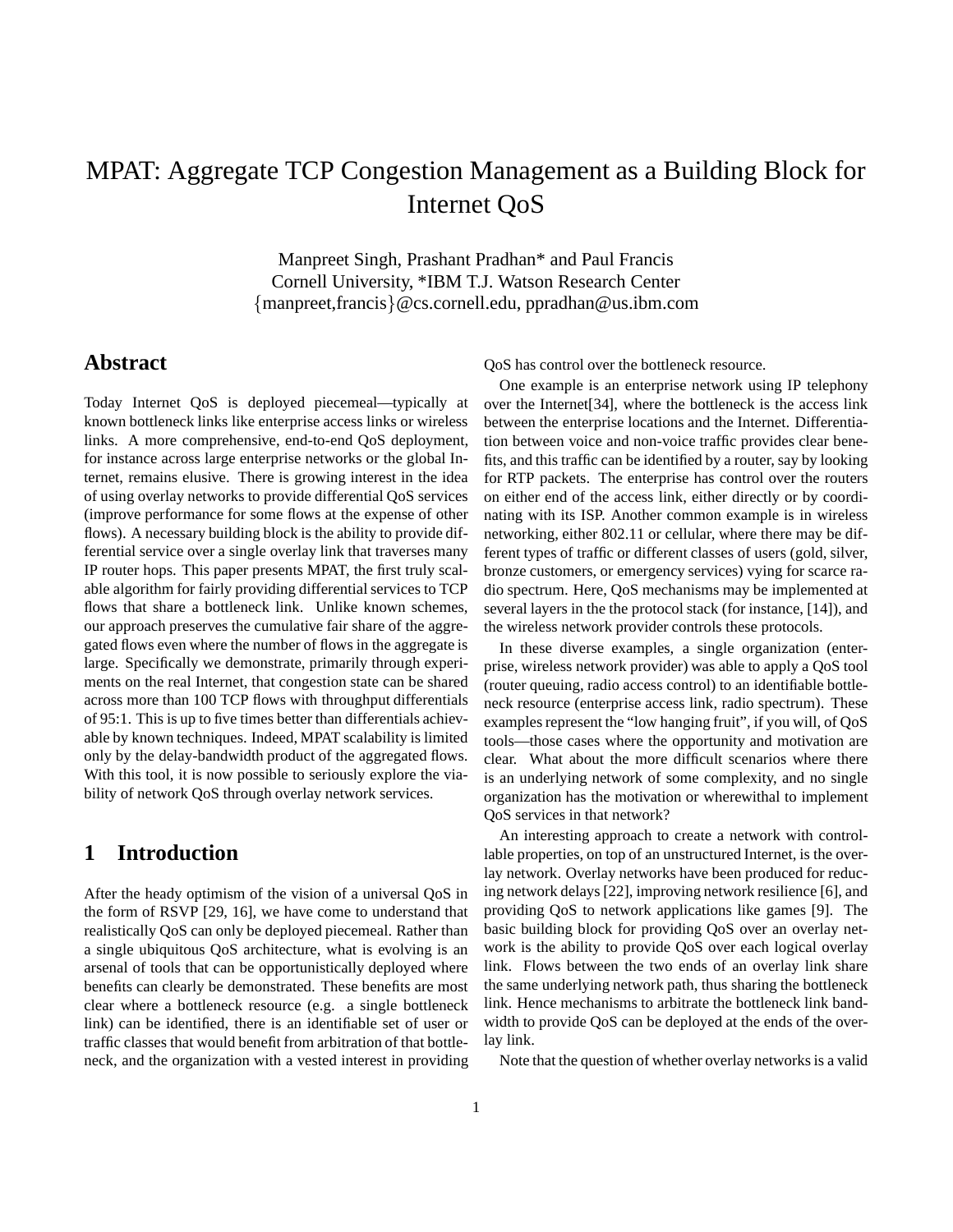# MPAT: Aggregate TCP Congestion Management as a Building Block for Internet QoS

Manpreet Singh, Prashant Pradhan* and Paul Francis
Cornell University, *IBM T.J. Watson Research Center
{manpreet,francis}@cs.cornell.edu, ppradhan@us.ibm.com

## Abstract

Today Internet QoS is deployed piecemeal—typically at known bottleneck links like enterprise access links or wireless links. A more comprehensive, end-to-end QoS deployment, for instance across large enterprise networks or the global Internet, remains elusive. There is growing interest in the idea of using overlay networks to provide differential QoS services (improve performance for some flows at the expense of other flows). A necessary building block is the ability to provide differential service over a single overlay link that traverses many IP router hops. This paper presents MPAT, the first truly scalable algorithm for fairly providing differential services to TCP flows that share a bottleneck link. Unlike known schemes, our approach preserves the cumulative fair share of the aggregated flows even where the number of flows in the aggregate is large. Specifically we demonstrate, primarily through experiments on the real Internet, that congestion state can be shared across more than 100 TCP flows with throughput differentials of 95:1. This is up to five times better than differentials achievable by known techniques. Indeed, MPAT scalability is limited only by the delay-bandwidth product of the aggregated flows. With this tool, it is now possible to seriously explore the viability of network QoS through overlay network services.

## 1 Introduction

After the heady optimism of the vision of a universal QoS in the form of RSVP [29, 16], we have come to understand that realistically QoS can only be deployed piecemeal. Rather than a single ubiquitous QoS architecture, what is evolving is an arsenal of tools that can be opportunistically deployed where benefits can clearly be demonstrated. These benefits are most clear where a bottleneck resource (e.g. a single bottleneck link) can be identified, there is an identifiable set of user or traffic classes that would benefit from arbitration of that bottleneck, and the organization with a vested interest in providing QoS has control over the bottleneck resource.

One example is an enterprise network using IP telephony over the Internet[34], where the bottleneck is the access link between the enterprise locations and the Internet. Differentiation between voice and non-voice traffic provides clear benefits, and this traffic can be identified by a router, say by looking for RTP packets. The enterprise has control over the routers on either end of the access link, either directly or by coordinating with its ISP. Another common example is in wireless networking, either 802.11 or cellular, where there may be different types of traffic or different classes of users (gold, silver, bronze customers, or emergency services) vying for scarce radio spectrum. Here, QoS mechanisms may be implemented at several layers in the the protocol stack (for instance, [14]), and the wireless network provider controls these protocols.

In these diverse examples, a single organization (enterprise, wireless network provider) was able to apply a QoS tool (router queuing, radio access control) to an identifiable bottleneck resource (enterprise access link, radio spectrum). These examples represent the "low hanging fruit", if you will, of QoS tools—those cases where the opportunity and motivation are clear. What about the more difficult scenarios where there is an underlying network of some complexity, and no single organization has the motivation or wherewithal to implement QoS services in that network?

An interesting approach to create a network with controllable properties, on top of an unstructured Internet, is the overlay network. Overlay networks have been produced for reducing network delays [22], improving network resilience [6], and providing QoS to network applications like games [9]. The basic building block for providing QoS over an overlay network is the ability to provide QoS over each logical overlay link. Flows between the two ends of an overlay link share the same underlying network path, thus sharing the bottleneck link. Hence mechanisms to arbitrate the bottleneck link bandwidth to provide QoS can be deployed at the ends of the overlay link.

Note that the question of whether overlay networks is a valid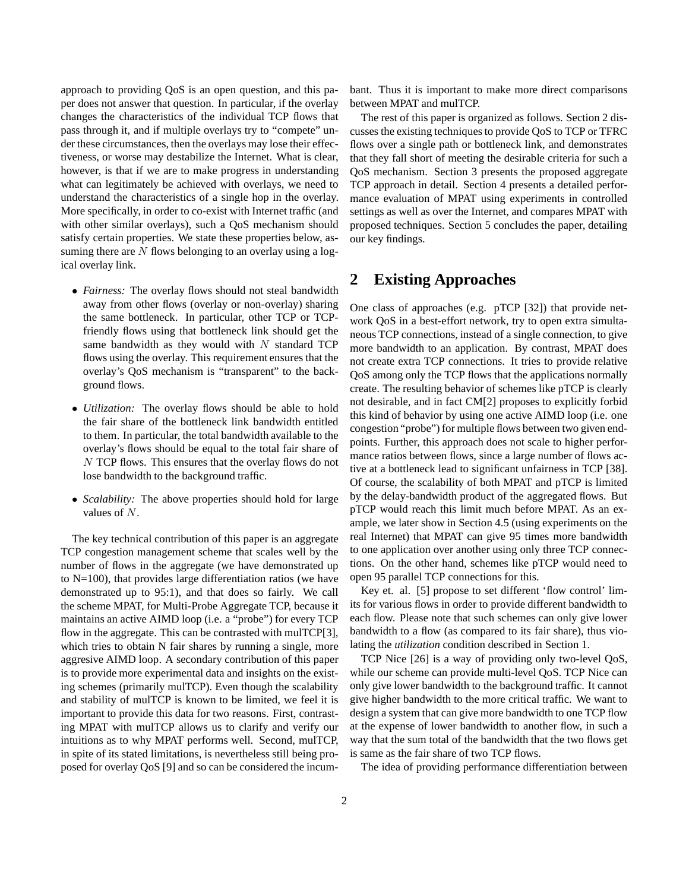approach to providing QoS is an open question, and this paper does not answer that question. In particular, if the overlay changes the characteristics of the individual TCP flows that pass through it, and if multiple overlays try to "compete" under these circumstances, then the overlays may lose their effectiveness, or worse may destabilize the Internet. What is clear, however, is that if we are to make progress in understanding what can legitimately be achieved with overlays, we need to understand the characteristics of a single hop in the overlay. More specifically, in order to co-exist with Internet traffic (and with other similar overlays), such a QoS mechanism should satisfy certain properties. We state these properties below, assuming there are $N$ flows belonging to an overlay using a logical overlay link.

- *Fairness:* The overlay flows should not steal bandwidth away from other flows (overlay or non-overlay) sharing the same bottleneck. In particular, other TCP or TCP-friendly flows using that bottleneck link should get the same bandwidth as they would with $N$ standard TCP flows using the overlay. This requirement ensures that the overlay's QoS mechanism is "transparent" to the background flows.
- *Utilization:* The overlay flows should be able to hold the fair share of the bottleneck link bandwidth entitled to them. In particular, the total bandwidth available to the overlay's flows should be equal to the total fair share of $N$ TCP flows. This ensures that the overlay flows do not lose bandwidth to the background traffic.
- *Scalability:* The above properties should hold for large values of $N$.

The key technical contribution of this paper is an aggregate TCP congestion management scheme that scales well by the number of flows in the aggregate (we have demonstrated up to N=100), that provides large differentiation ratios (we have demonstrated up to 95:1), and that does so fairly. We call the scheme MPAT, for Multi-Probe Aggregate TCP, because it maintains an active AIMD loop (i.e. a "probe") for every TCP flow in the aggregate. This can be contrasted with mulTCP[3], which tries to obtain N fair shares by running a single, more aggresive AIMD loop. A secondary contribution of this paper is to provide more experimental data and insights on the existing schemes (primarily mulTCP). Even though the scalability and stability of mulTCP is known to be limited, we feel it is important to provide this data for two reasons. First, contrasting MPAT with mulTCP allows us to clarify and verify our intuitions as to why MPAT performs well. Second, mulTCP, in spite of its stated limitations, is nevertheless still being proposed for overlay QoS [9] and so can be considered the incumbant. Thus it is important to make more direct comparisons between MPAT and mulTCP.

The rest of this paper is organized as follows. Section 2 discusses the existing techniques to provide QoS to TCP or TFRC flows over a single path or bottleneck link, and demonstrates that they fall short of meeting the desirable criteria for such a QoS mechanism. Section 3 presents the proposed aggregate TCP approach in detail. Section 4 presents a detailed performance evaluation of MPAT using experiments in controlled settings as well as over the Internet, and compares MPAT with proposed techniques. Section 5 concludes the paper, detailing our key findings.

## 2 Existing Approaches

One class of approaches (e.g. pTCP [32]) that provide network QoS in a best-effort network, try to open extra simultaneous TCP connections, instead of a single connection, to give more bandwidth to an application. By contrast, MPAT does not create extra TCP connections. It tries to provide relative QoS among only the TCP flows that the applications normally create. The resulting behavior of schemes like pTCP is clearly not desirable, and in fact CM[2] proposes to explicitly forbid this kind of behavior by using one active AIMD loop (i.e. one congestion "probe") for multiple flows between two given endpoints. Further, this approach does not scale to higher performance ratios between flows, since a large number of flows active at a bottleneck lead to significant unfairness in TCP [38]. Of course, the scalability of both MPAT and pTCP is limited by the delay-bandwidth product of the aggregated flows. But pTCP would reach this limit much before MPAT. As an example, we later show in Section 4.5 (using experiments on the real Internet) that MPAT can give 95 times more bandwidth to one application over another using only three TCP connections. On the other hand, schemes like pTCP would need to open 95 parallel TCP connections for this.

Key et. al. [5] propose to set different 'flow control' limits for various flows in order to provide different bandwidth to each flow. Please note that such schemes can only give lower bandwidth to a flow (as compared to its fair share), thus violating the *utilization* condition described in Section 1.

TCP Nice [26] is a way of providing only two-level QoS, while our scheme can provide multi-level QoS. TCP Nice can only give lower bandwidth to the background traffic. It cannot give higher bandwidth to the more critical traffic. We want to design a system that can give more bandwidth to one TCP flow at the expense of lower bandwidth to another flow, in such a way that the sum total of the bandwidth that the two flows get is same as the fair share of two TCP flows.

The idea of providing performance differentiation between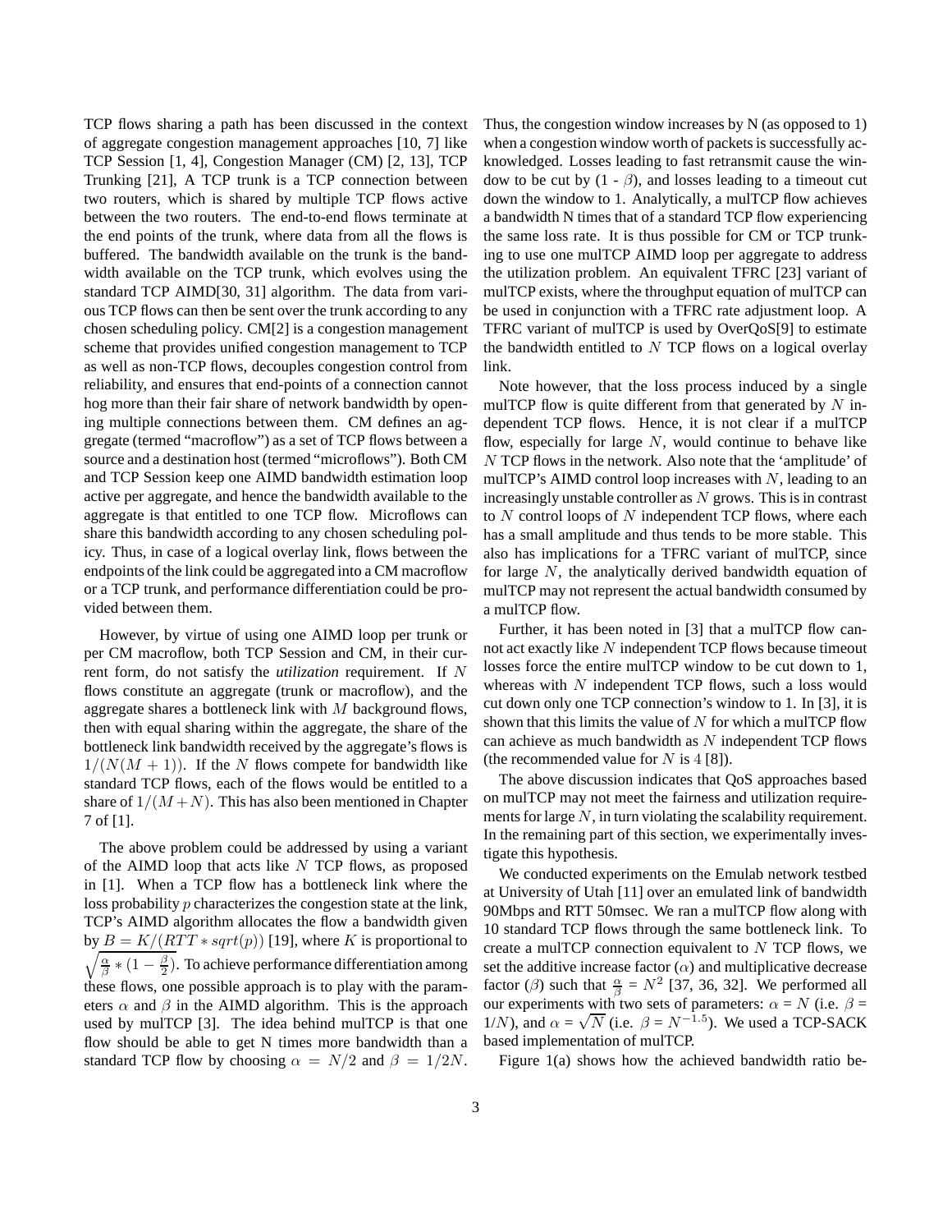TCP flows sharing a path has been discussed in the context of aggregate congestion management approaches [10, 7] like TCP Session [1, 4], Congestion Manager (CM) [2, 13], TCP Trunking [21], A TCP trunk is a TCP connection between two routers, which is shared by multiple TCP flows active between the two routers. The end-to-end flows terminate at the end points of the trunk, where data from all the flows is buffered. The bandwidth available on the trunk is the bandwidth available on the TCP trunk, which evolves using the standard TCP AIMD[30, 31] algorithm. The data from various TCP flows can then be sent over the trunk according to any chosen scheduling policy. CM[2] is a congestion management scheme that provides unified congestion management to TCP as well as non-TCP flows, decouples congestion control from reliability, and ensures that end-points of a connection cannot hog more than their fair share of network bandwidth by opening multiple connections between them. CM defines an aggregate (termed "macroflow") as a set of TCP flows between a source and a destination host (termed "microflows"). Both CM and TCP Session keep one AIMD bandwidth estimation loop active per aggregate, and hence the bandwidth available to the aggregate is that entitled to one TCP flow. Microflows can share this bandwidth according to any chosen scheduling policy. Thus, in case of a logical overlay link, flows between the endpoints of the link could be aggregated into a CM macroflow or a TCP trunk, and performance differentiation could be provided between them.

However, by virtue of using one AIMD loop per trunk or per CM macroflow, both TCP Session and CM, in their current form, do not satisfy the *utilization* requirement. If $N$ flows constitute an aggregate (trunk or macroflow), and the aggregate shares a bottleneck link with $M$ background flows, then with equal sharing within the aggregate, the share of the bottleneck link bandwidth received by the aggregate's flows is $1/(N(M+1))$. If the $N$ flows compete for bandwidth like standard TCP flows, each of the flows would be entitled to a share of $1/(M+N)$. This has also been mentioned in Chapter 7 of [1].

The above problem could be addressed by using a variant of the AIMD loop that acts like $N$ TCP flows, as proposed in [1]. When a TCP flow has a bottleneck link where the loss probability $p$ characterizes the congestion state at the link, TCP's AIMD algorithm allocates the flow a bandwidth given by $B = K/(RTT * sqrt(p))$ [19], where $K$ is proportional to $\sqrt{\frac{\alpha}{\beta} * (1 - \frac{\beta}{2})}$. To achieve performance differentiation among these flows, one possible approach is to play with the parameters $\alpha$ and $\beta$ in the AIMD algorithm. This is the approach used by mulTCP [3]. The idea behind mulTCP is that one flow should be able to get N times more bandwidth than a standard TCP flow by choosing $\alpha = N/2$ and $\beta = 1/2N$. Thus, the congestion window increases by N (as opposed to 1) when a congestion window worth of packets is successfully acknowledged. Losses leading to fast retransmit cause the window to be cut by (1 - $\beta$), and losses leading to a timeout cut down the window to 1. Analytically, a mulTCP flow achieves a bandwidth N times that of a standard TCP flow experiencing the same loss rate. It is thus possible for CM or TCP trunking to use one mulTCP AIMD loop per aggregate to address the utilization problem. An equivalent TFRC [23] variant of mulTCP exists, where the throughput equation of mulTCP can be used in conjunction with a TFRC rate adjustment loop. A TFRC variant of mulTCP is used by OverQoS[9] to estimate the bandwidth entitled to $N$ TCP flows on a logical overlay link.

Note however, that the loss process induced by a single mulTCP flow is quite different from that generated by $N$ independent TCP flows. Hence, it is not clear if a mulTCP flow, especially for large $N$, would continue to behave like $N$ TCP flows in the network. Also note that the 'amplitude' of mulTCP's AIMD control loop increases with $N$, leading to an increasingly unstable controller as $N$ grows. This is in contrast to $N$ control loops of $N$ independent TCP flows, where each has a small amplitude and thus tends to be more stable. This also has implications for a TFRC variant of mulTCP, since for large $N$, the analytically derived bandwidth equation of mulTCP may not represent the actual bandwidth consumed by a mulTCP flow.

Further, it has been noted in [3] that a mulTCP flow cannot act exactly like $N$ independent TCP flows because timeout losses force the entire mulTCP window to be cut down to 1, whereas with $N$ independent TCP flows, such a loss would cut down only one TCP connection's window to 1. In [3], it is shown that this limits the value of $N$ for which a mulTCP flow can achieve as much bandwidth as $N$ independent TCP flows (the recommended value for $N$ is 4 [8]).

The above discussion indicates that QoS approaches based on mulTCP may not meet the fairness and utilization requirements for large $N$, in turn violating the scalability requirement. In the remaining part of this section, we experimentally investigate this hypothesis.

We conducted experiments on the Emulab network testbed at University of Utah [11] over an emulated link of bandwidth 90Mbps and RTT 50msec. We ran a mulTCP flow along with 10 standard TCP flows through the same bottleneck link. To create a mulTCP connection equivalent to $N$ TCP flows, we set the additive increase factor ($\alpha$) and multiplicative decrease factor ($\beta$) such that $\frac{\alpha}{\beta} = N^2$ [37, 36, 32]. We performed all our experiments with two sets of parameters: $\alpha = N$ (i.e. $\beta = 1/N$), and $\alpha = \sqrt{N}$ (i.e. $\beta = N^{-1.5}$). We used a TCP-SACK based implementation of mulTCP.

Figure 1(a) shows how the achieved bandwidth ratio be-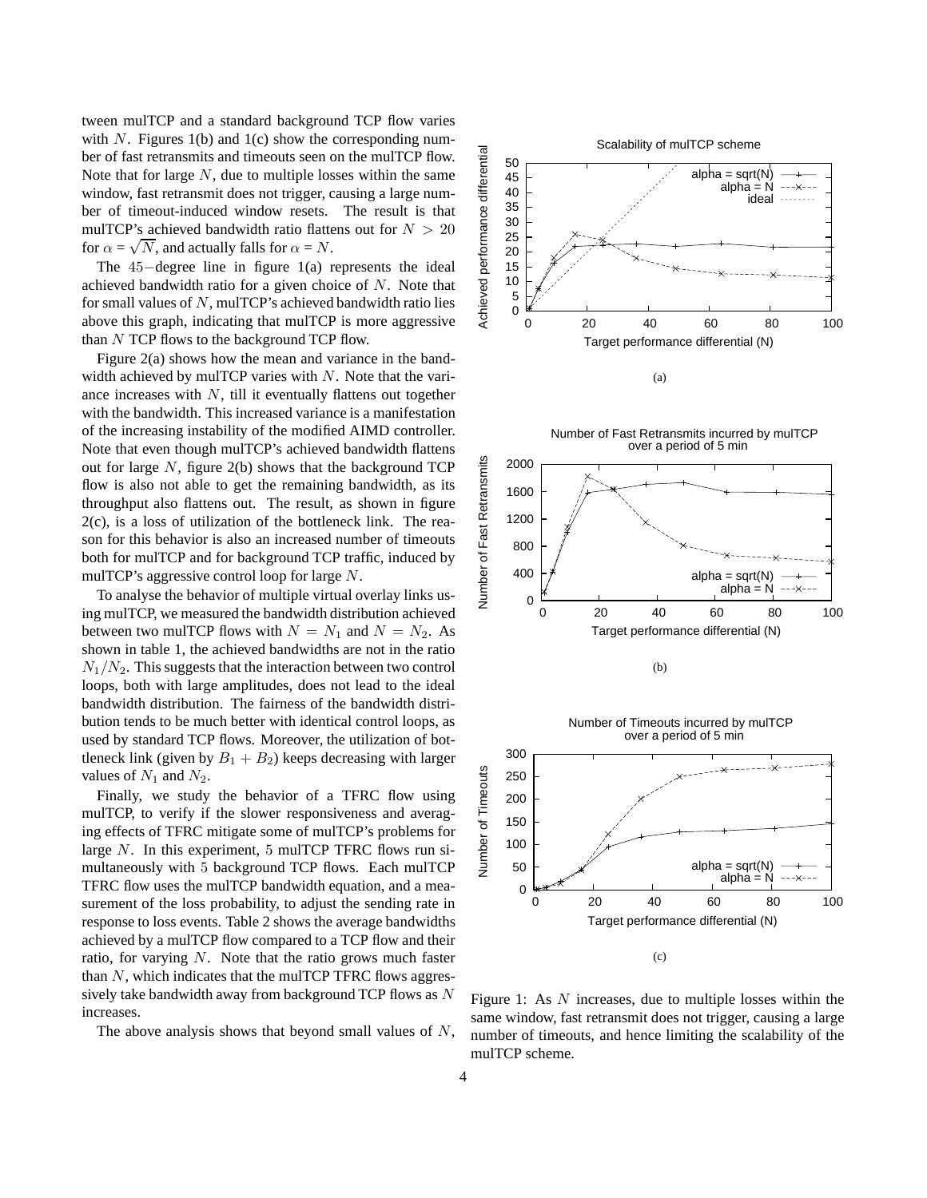tween mulTCP and a standard background TCP flow varies with $N$. Figures 1(b) and 1(c) show the corresponding number of fast retransmits and timeouts seen on the mulTCP flow. Note that for large $N$, due to multiple losses within the same window, fast retransmit does not trigger, causing a large number of timeout-induced window resets. The result is that mulTCP's achieved bandwidth ratio flattens out for $N > 20$ for $\alpha = \sqrt{N}$, and actually falls for $\alpha = N$.

The $45-$degree line in figure 1(a) represents the ideal achieved bandwidth ratio for a given choice of $N$. Note that for small values of $N$, mulTCP's achieved bandwidth ratio lies above this graph, indicating that mulTCP is more aggressive than $N$ TCP flows to the background TCP flow.

Figure 2(a) shows how the mean and variance in the bandwidth achieved by mulTCP varies with $N$. Note that the variance increases with $N$, till it eventually flattens out together with the bandwidth. This increased variance is a manifestation of the increasing instability of the modified AIMD controller. Note that even though mulTCP's achieved bandwidth flattens out for large $N$, figure 2(b) shows that the background TCP flow is also not able to get the remaining bandwidth, as its throughput also flattens out. The result, as shown in figure 2(c), is a loss of utilization of the bottleneck link. The reason for this behavior is also an increased number of timeouts both for mulTCP and for background TCP traffic, induced by mulTCP's aggressive control loop for large $N$.

To analyse the behavior of multiple virtual overlay links using mulTCP, we measured the bandwidth distribution achieved between two mulTCP flows with $N = N_1$ and $N = N_2$. As shown in table 1, the achieved bandwidths are not in the ratio $N_1/N_2$. This suggests that the interaction between two control loops, both with large amplitudes, does not lead to the ideal bandwidth distribution. The fairness of the bandwidth distribution tends to be much better with identical control loops, as used by standard TCP flows. Moreover, the utilization of bottleneck link (given by $B_1 + B_2$) keeps decreasing with larger values of $N_1$ and $N_2$.

Finally, we study the behavior of a TFRC flow using mulTCP, to verify if the slower responsiveness and averaging effects of TFRC mitigate some of mulTCP's problems for large $N$. In this experiment, 5 mulTCP TFRC flows run simultaneously with 5 background TCP flows. Each mulTCP TFRC flow uses the mulTCP bandwidth equation, and a measurement of the loss probability, to adjust the sending rate in response to loss events. Table 2 shows the average bandwidths achieved by a mulTCP flow compared to a TCP flow and their ratio, for varying $N$. Note that the ratio grows much faster than $N$, which indicates that the mulTCP TFRC flows aggressively take bandwidth away from background TCP flows as $N$ increases.

The above analysis shows that beyond small values of $N$,

(a)

(b)

(c)

Figure 1: As $N$ increases, due to multiple losses within the same window, fast retransmit does not trigger, causing a large number of timeouts, and hence limiting the scalability of the mulTCP scheme.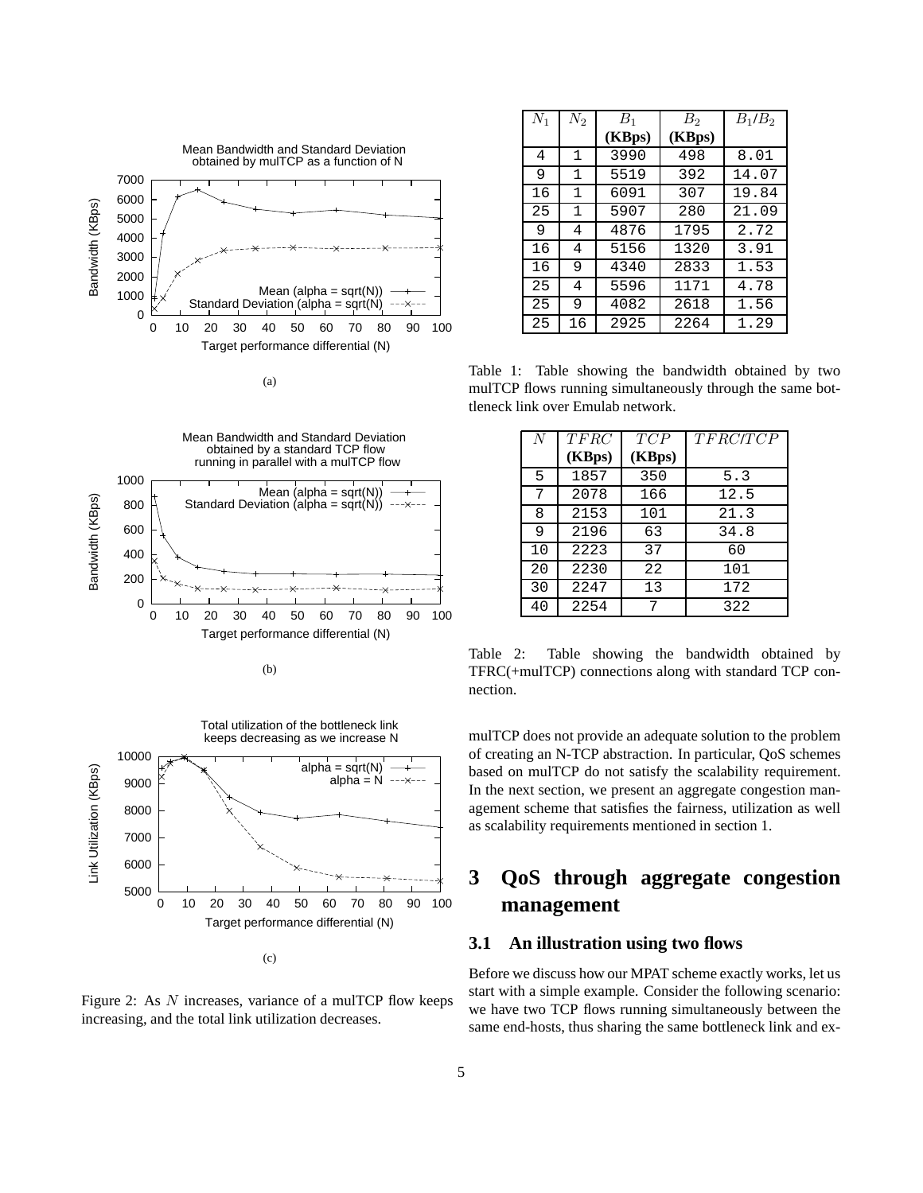Figure 2: As $N$ increases, variance of a mulTCP flow keeps increasing, and the total link utilization decreases.

| $N_1$ | $N_2$ | $B_1$ **(KBps)** | $B_2$ **(KBps)** | $B_1/B_2$ |
|---|---|---|---|---|
| 4 | 1 | 3990 | 498 | 8.01 |
| 9 | 1 | 5519 | 392 | 14.07 |
| 16 | 1 | 6091 | 307 | 19.84 |
| 25 | 1 | 5907 | 280 | 21.09 |
| 9 | 4 | 4876 | 1795 | 2.72 |
| 16 | 4 | 5156 | 1320 | 3.91 |
| 16 | 9 | 4340 | 2833 | 1.53 |
| 25 | 4 | 5596 | 1171 | 4.78 |
| 25 | 9 | 4082 | 2618 | 1.56 |
| 25 | 16 | 2925 | 2264 | 1.29 |

Table 1: Table showing the bandwidth obtained by two mulTCP flows running simultaneously through the same bottleneck link over Emulab network.

| $N$ | $TFRC$ **(KBps)** | $TCP$ **(KBps)** | $TFRC/TCP$ |
|---|---|---|---|
| 5 | 1857 | 350 | 5.3 |
| 7 | 2078 | 166 | 12.5 |
| 8 | 2153 | 101 | 21.3 |
| 9 | 2196 | 63 | 34.8 |
| 10 | 2223 | 37 | 60 |
| 20 | 2230 | 22 | 101 |
| 30 | 2247 | 13 | 172 |
| 40 | 2254 | 7 | 322 |

Table 2: Table showing the bandwidth obtained by TFRC(+mulTCP) connections along with standard TCP connection.

mulTCP does not provide an adequate solution to the problem of creating an N-TCP abstraction. In particular, QoS schemes based on mulTCP do not satisfy the scalability requirement. In the next section, we present an aggregate congestion management scheme that satisfies the fairness, utilization as well as scalability requirements mentioned in section 1.

# 3 QoS through aggregate congestion management

## 3.1 An illustration using two flows

Before we discuss how our MPAT scheme exactly works, let us start with a simple example. Consider the following scenario: we have two TCP flows running simultaneously between the same end-hosts, thus sharing the same bottleneck link and ex-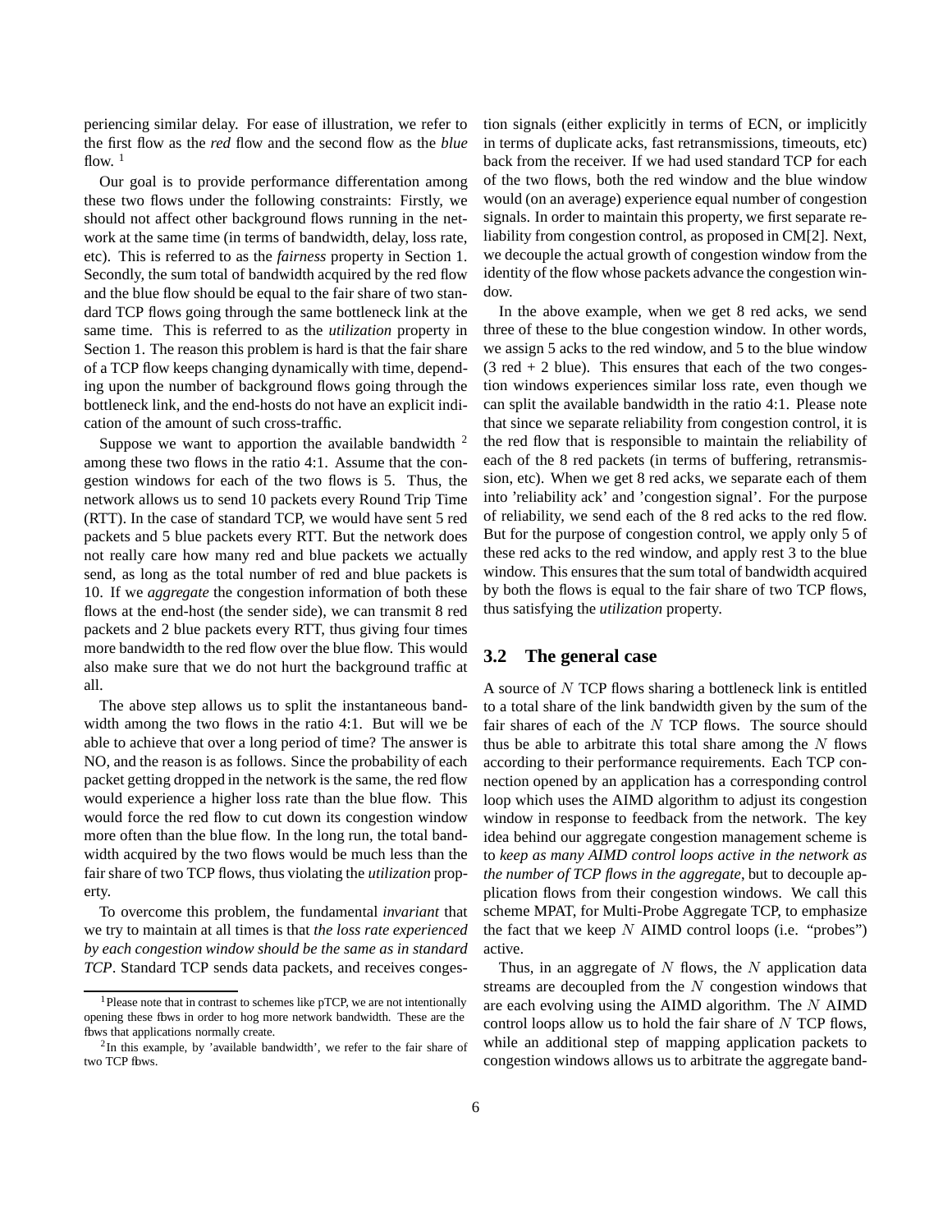periencing similar delay. For ease of illustration, we refer to the first flow as the *red* flow and the second flow as the *blue* flow. [1]

Our goal is to provide performance differentation among these two flows under the following constraints: Firstly, we should not affect other background flows running in the network at the same time (in terms of bandwidth, delay, loss rate, etc). This is referred to as the *fairness* property in Section 1. Secondly, the sum total of bandwidth acquired by the red flow and the blue flow should be equal to the fair share of two standard TCP flows going through the same bottleneck link at the same time. This is referred to as the *utilization* property in Section 1. The reason this problem is hard is that the fair share of a TCP flow keeps changing dynamically with time, depending upon the number of background flows going through the bottleneck link, and the end-hosts do not have an explicit indication of the amount of such cross-traffic.

Suppose we want to apportion the available bandwidth [2] among these two flows in the ratio 4:1. Assume that the congestion windows for each of the two flows is 5. Thus, the network allows us to send 10 packets every Round Trip Time (RTT). In the case of standard TCP, we would have sent 5 red packets and 5 blue packets every RTT. But the network does not really care how many red and blue packets we actually send, as long as the total number of red and blue packets is 10. If we *aggregate* the congestion information of both these flows at the end-host (the sender side), we can transmit 8 red packets and 2 blue packets every RTT, thus giving four times more bandwidth to the red flow over the blue flow. This would also make sure that we do not hurt the background traffic at all.

The above step allows us to split the instantaneous bandwidth among the two flows in the ratio 4:1. But will we be able to achieve that over a long period of time? The answer is NO, and the reason is as follows. Since the probability of each packet getting dropped in the network is the same, the red flow would experience a higher loss rate than the blue flow. This would force the red flow to cut down its congestion window more often than the blue flow. In the long run, the total bandwidth acquired by the two flows would be much less than the fair share of two TCP flows, thus violating the *utilization* property.

To overcome this problem, the fundamental *invariant* that we try to maintain at all times is that *the loss rate experienced by each congestion window should be the same as in standard TCP*. Standard TCP sends data packets, and receives congestion signals (either explicitly in terms of ECN, or implicitly in terms of duplicate acks, fast retransmissions, timeouts, etc) back from the receiver. If we had used standard TCP for each of the two flows, both the red window and the blue window would (on an average) experience equal number of congestion signals. In order to maintain this property, we first separate reliability from congestion control, as proposed in CM[2]. Next, we decouple the actual growth of congestion window from the identity of the flow whose packets advance the congestion window.

In the above example, when we get 8 red acks, we send three of these to the blue congestion window. In other words, we assign 5 acks to the red window, and 5 to the blue window (3 red + 2 blue). This ensures that each of the two congestion windows experiences similar loss rate, even though we can split the available bandwidth in the ratio 4:1. Please note that since we separate reliability from congestion control, it is the red flow that is responsible to maintain the reliability of each of the 8 red packets (in terms of buffering, retransmission, etc). When we get 8 red acks, we separate each of them into 'reliability ack' and 'congestion signal'. For the purpose of reliability, we send each of the 8 red acks to the red flow. But for the purpose of congestion control, we apply only 5 of these red acks to the red window, and apply rest 3 to the blue window. This ensures that the sum total of bandwidth acquired by both the flows is equal to the fair share of two TCP flows, thus satisfying the *utilization* property.

## 3.2 The general case

A source of $N$ TCP flows sharing a bottleneck link is entitled to a total share of the link bandwidth given by the sum of the fair shares of each of the $N$ TCP flows. The source should thus be able to arbitrate this total share among the $N$ flows according to their performance requirements. Each TCP connection opened by an application has a corresponding control loop which uses the AIMD algorithm to adjust its congestion window in response to feedback from the network. The key idea behind our aggregate congestion management scheme is to *keep as many AIMD control loops active in the network as the number of TCP flows in the aggregate*, but to decouple application flows from their congestion windows. We call this scheme MPAT, for Multi-Probe Aggregate TCP, to emphasize the fact that we keep $N$ AIMD control loops (i.e. "probes") active.

Thus, in an aggregate of $N$ flows, the $N$ application data streams are decoupled from the $N$ congestion windows that are each evolving using the AIMD algorithm. The $N$ AIMD control loops allow us to hold the fair share of $N$ TCP flows, while an additional step of mapping application packets to congestion windows allows us to arbitrate the aggregate band-

[1] Please note that in contrast to schemes like pTCP, we are not intentionally opening these flows in order to hog more network bandwidth. These are the flows that applications normally create.

[2] In this example, by 'available bandwidth', we refer to the fair share of two TCP flows.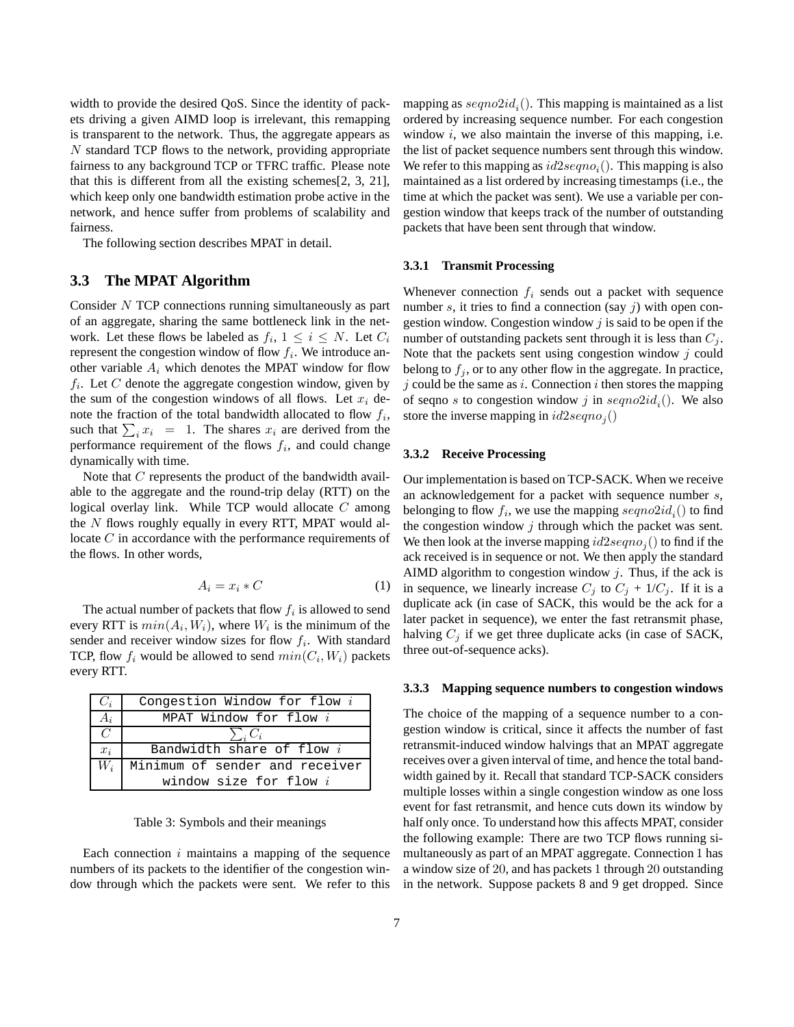width to provide the desired QoS. Since the identity of packets driving a given AIMD loop is irrelevant, this remapping is transparent to the network. Thus, the aggregate appears as $N$ standard TCP flows to the network, providing appropriate fairness to any background TCP or TFRC traffic. Please note that this is different from all the existing schemes[2, 3, 21], which keep only one bandwidth estimation probe active in the network, and hence suffer from problems of scalability and fairness.

The following section describes MPAT in detail.

### 3.3 The MPAT Algorithm

Consider $N$ TCP connections running simultaneously as part of an aggregate, sharing the same bottleneck link in the network. Let these flows be labeled as $f_i$, $1 \leq i \leq N$. Let $C_i$ represent the congestion window of flow $f_i$. We introduce another variable $A_i$ which denotes the MPAT window for flow $f_i$. Let $C$ denote the aggregate congestion window, given by the sum of the congestion windows of all flows. Let $x_i$ denote the fraction of the total bandwidth allocated to flow $f_i$, such that $\sum_i x_i = 1$. The shares $x_i$ are derived from the performance requirement of the flows $f_i$, and could change dynamically with time.

Note that $C$ represents the product of the bandwidth available to the aggregate and the round-trip delay (RTT) on the logical overlay link. While TCP would allocate $C$ among the $N$ flows roughly equally in every RTT, MPAT would allocate $C$ in accordance with the performance requirements of the flows. In other words,

$$A_i = x_i * C \qquad (1)$$

The actual number of packets that flow $f_i$ is allowed to send every RTT is $min(A_i, W_i)$, where $W_i$ is the minimum of the sender and receiver window sizes for flow $f_i$. With standard TCP, flow $f_i$ would be allowed to send $min(C_i, W_i)$ packets every RTT.

| | |
|---|---|
| $C_i$ | Congestion Window for flow $i$ |
| $A_i$ | MPAT Window for flow $i$ |
| $C$ | $\sum_i C_i$ |
| $x_i$ | Bandwidth share of flow $i$ |
| $W_i$ | Minimum of sender and receiver window size for flow $i$ |

Table 3: Symbols and their meanings

Each connection $i$ maintains a mapping of the sequence numbers of its packets to the identifier of the congestion window through which the packets were sent. We refer to this mapping as $seqno2id_i()$. This mapping is maintained as a list ordered by increasing sequence number. For each congestion window $i$, we also maintain the inverse of this mapping, i.e. the list of packet sequence numbers sent through this window. We refer to this mapping as $id2seqno_i()$. This mapping is also maintained as a list ordered by increasing timestamps (i.e., the time at which the packet was sent). We use a variable per congestion window that keeps track of the number of outstanding packets that have been sent through that window.

#### 3.3.1 Transmit Processing

Whenever connection $f_i$ sends out a packet with sequence number $s$, it tries to find a connection (say $j$) with open congestion window. Congestion window $j$ is said to be open if the number of outstanding packets sent through it is less than $C_j$. Note that the packets sent using congestion window $j$ could belong to $f_j$, or to any other flow in the aggregate. In practice, $j$ could be the same as $i$. Connection $i$ then stores the mapping of seqno $s$ to congestion window $j$ in $seqno2id_i()$. We also store the inverse mapping in $id2seqno_j()$

#### 3.3.2 Receive Processing

Our implementation is based on TCP-SACK. When we receive an acknowledgement for a packet with sequence number $s$, belonging to flow $f_i$, we use the mapping $seqno2id_i()$ to find the congestion window $j$ through which the packet was sent. We then look at the inverse mapping $id2seqno_j()$ to find if the ack received is in sequence or not. We then apply the standard AIMD algorithm to congestion window $j$. Thus, if the ack is in sequence, we linearly increase $C_j$ to $C_j$ + 1/$C_j$. If it is a duplicate ack (in case of SACK, this would be the ack for a later packet in sequence), we enter the fast retransmit phase, halving $C_j$ if we get three duplicate acks (in case of SACK, three out-of-sequence acks).

#### 3.3.3 Mapping sequence numbers to congestion windows

The choice of the mapping of a sequence number to a congestion window is critical, since it affects the number of fast retransmit-induced window halvings that an MPAT aggregate receives over a given interval of time, and hence the total bandwidth gained by it. Recall that standard TCP-SACK considers multiple losses within a single congestion window as one loss event for fast retransmit, and hence cuts down its window by half only once. To understand how this affects MPAT, consider the following example: There are two TCP flows running simultaneously as part of an MPAT aggregate. Connection 1 has a window size of 20, and has packets 1 through 20 outstanding in the network. Suppose packets 8 and 9 get dropped. Since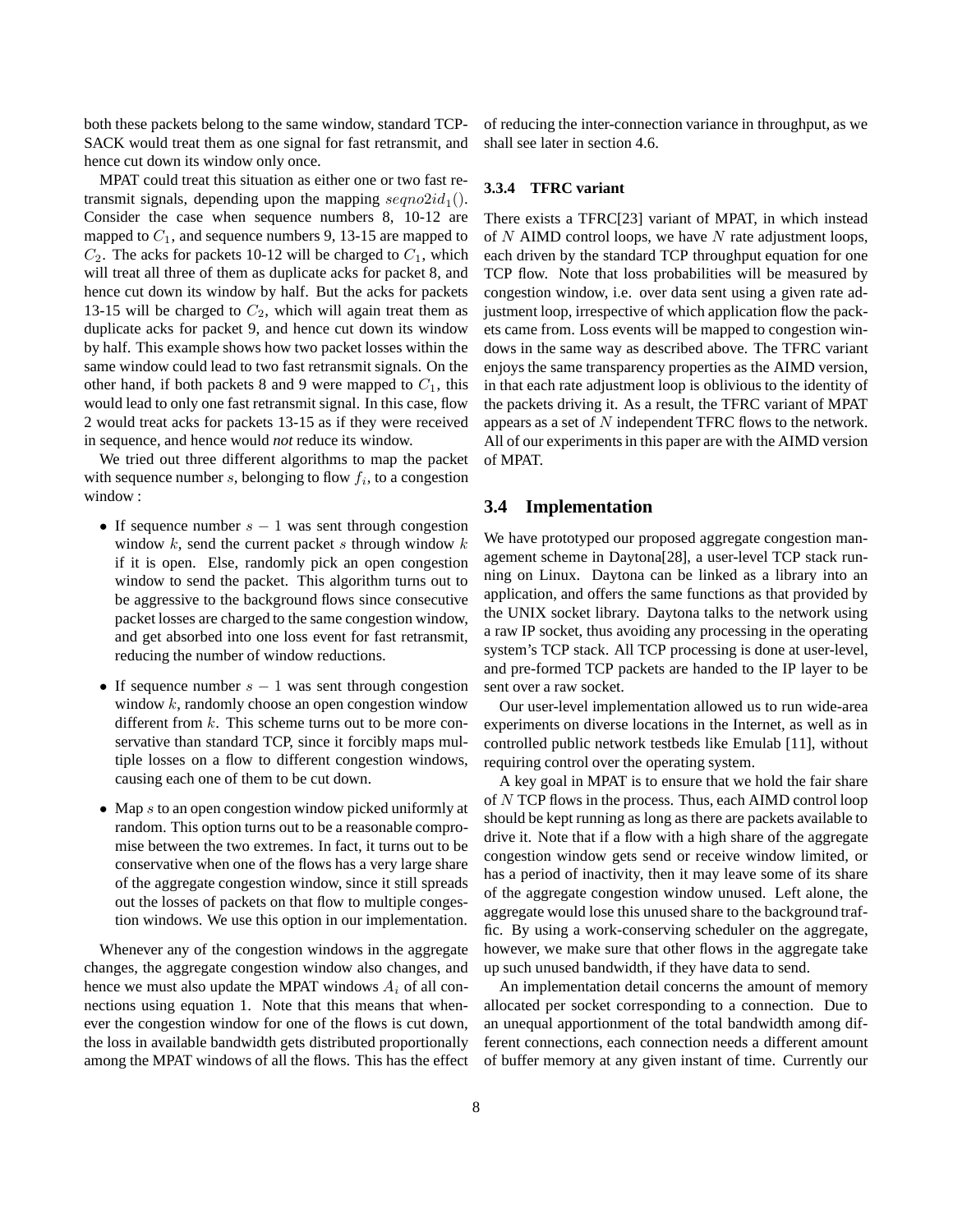both these packets belong to the same window, standard TCP-SACK would treat them as one signal for fast retransmit, and hence cut down its window only once.

MPAT could treat this situation as either one or two fast retransmit signals, depending upon the mapping $seqno2id_1()$. Consider the case when sequence numbers 8, 10-12 are mapped to $C_1$, and sequence numbers 9, 13-15 are mapped to $C_2$. The acks for packets 10-12 will be charged to $C_1$, which will treat all three of them as duplicate acks for packet 8, and hence cut down its window by half. But the acks for packets 13-15 will be charged to $C_2$, which will again treat them as duplicate acks for packet 9, and hence cut down its window by half. This example shows how two packet losses within the same window could lead to two fast retransmit signals. On the other hand, if both packets 8 and 9 were mapped to $C_1$, this would lead to only one fast retransmit signal. In this case, flow 2 would treat acks for packets 13-15 as if they were received in sequence, and hence would *not* reduce its window.

We tried out three different algorithms to map the packet with sequence number $s$, belonging to flow $f_i$, to a congestion window :

- If sequence number $s - 1$ was sent through congestion window $k$, send the current packet $s$ through window $k$ if it is open. Else, randomly pick an open congestion window to send the packet. This algorithm turns out to be aggressive to the background flows since consecutive packet losses are charged to the same congestion window, and get absorbed into one loss event for fast retransmit, reducing the number of window reductions.
- If sequence number $s - 1$ was sent through congestion window $k$, randomly choose an open congestion window different from $k$. This scheme turns out to be more conservative than standard TCP, since it forcibly maps multiple losses on a flow to different congestion windows, causing each one of them to be cut down.
- Map $s$ to an open congestion window picked uniformly at random. This option turns out to be a reasonable compromise between the two extremes. In fact, it turns out to be conservative when one of the flows has a very large share of the aggregate congestion window, since it still spreads out the losses of packets on that flow to multiple congestion windows. We use this option in our implementation.

Whenever any of the congestion windows in the aggregate changes, the aggregate congestion window also changes, and hence we must also update the MPAT windows $A_i$ of all connections using equation 1. Note that this means that whenever the congestion window for one of the flows is cut down, the loss in available bandwidth gets distributed proportionally among the MPAT windows of all the flows. This has the effect of reducing the inter-connection variance in throughput, as we shall see later in section 4.6.

#### 3.3.4 TFRC variant

There exists a TFRC[23] variant of MPAT, in which instead of $N$ AIMD control loops, we have $N$ rate adjustment loops, each driven by the standard TCP throughput equation for one TCP flow. Note that loss probabilities will be measured by congestion window, i.e. over data sent using a given rate adjustment loop, irrespective of which application flow the packets came from. Loss events will be mapped to congestion windows in the same way as described above. The TFRC variant enjoys the same transparency properties as the AIMD version, in that each rate adjustment loop is oblivious to the identity of the packets driving it. As a result, the TFRC variant of MPAT appears as a set of $N$ independent TFRC flows to the network. All of our experiments in this paper are with the AIMD version of MPAT.

### 3.4 Implementation

We have prototyped our proposed aggregate congestion management scheme in Daytona[28], a user-level TCP stack running on Linux. Daytona can be linked as a library into an application, and offers the same functions as that provided by the UNIX socket library. Daytona talks to the network using a raw IP socket, thus avoiding any processing in the operating system's TCP stack. All TCP processing is done at user-level, and pre-formed TCP packets are handed to the IP layer to be sent over a raw socket.

Our user-level implementation allowed us to run wide-area experiments on diverse locations in the Internet, as well as in controlled public network testbeds like Emulab [11], without requiring control over the operating system.

A key goal in MPAT is to ensure that we hold the fair share of $N$ TCP flows in the process. Thus, each AIMD control loop should be kept running as long as there are packets available to drive it. Note that if a flow with a high share of the aggregate congestion window gets send or receive window limited, or has a period of inactivity, then it may leave some of its share of the aggregate congestion window unused. Left alone, the aggregate would lose this unused share to the background traffic. By using a work-conserving scheduler on the aggregate, however, we make sure that other flows in the aggregate take up such unused bandwidth, if they have data to send.

An implementation detail concerns the amount of memory allocated per socket corresponding to a connection. Due to an unequal apportionment of the total bandwidth among different connections, each connection needs a different amount of buffer memory at any given instant of time. Currently our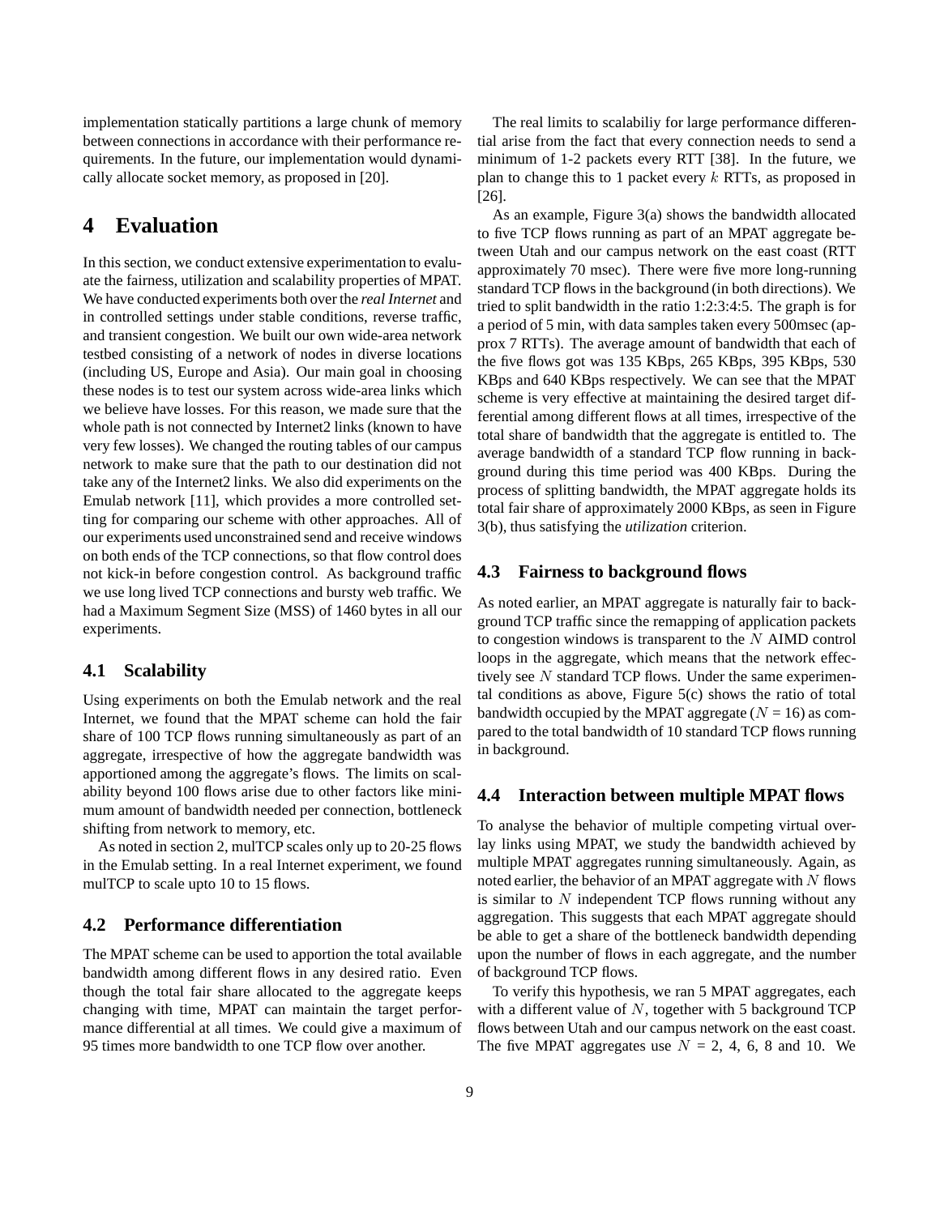implementation statically partitions a large chunk of memory between connections in accordance with their performance requirements. In the future, our implementation would dynamically allocate socket memory, as proposed in [20].

# 4 Evaluation

In this section, we conduct extensive experimentation to evaluate the fairness, utilization and scalability properties of MPAT. We have conducted experiments both over the *real Internet* and in controlled settings under stable conditions, reverse traffic, and transient congestion. We built our own wide-area network testbed consisting of a network of nodes in diverse locations (including US, Europe and Asia). Our main goal in choosing these nodes is to test our system across wide-area links which we believe have losses. For this reason, we made sure that the whole path is not connected by Internet2 links (known to have very few losses). We changed the routing tables of our campus network to make sure that the path to our destination did not take any of the Internet2 links. We also did experiments on the Emulab network [11], which provides a more controlled setting for comparing our scheme with other approaches. All of our experiments used unconstrained send and receive windows on both ends of the TCP connections, so that flow control does not kick-in before congestion control. As background traffic we use long lived TCP connections and bursty web traffic. We had a Maximum Segment Size (MSS) of 1460 bytes in all our experiments.

## 4.1 Scalability

Using experiments on both the Emulab network and the real Internet, we found that the MPAT scheme can hold the fair share of 100 TCP flows running simultaneously as part of an aggregate, irrespective of how the aggregate bandwidth was apportioned among the aggregate's flows. The limits on scalability beyond 100 flows arise due to other factors like minimum amount of bandwidth needed per connection, bottleneck shifting from network to memory, etc.

As noted in section 2, mulTCP scales only up to 20-25 flows in the Emulab setting. In a real Internet experiment, we found mulTCP to scale upto 10 to 15 flows.

## 4.2 Performance differentiation

The MPAT scheme can be used to apportion the total available bandwidth among different flows in any desired ratio. Even though the total fair share allocated to the aggregate keeps changing with time, MPAT can maintain the target performance differential at all times. We could give a maximum of 95 times more bandwidth to one TCP flow over another.

The real limits to scalabiliy for large performance differential arise from the fact that every connection needs to send a minimum of 1-2 packets every RTT [38]. In the future, we plan to change this to 1 packet every $k$ RTTs, as proposed in [26].

As an example, Figure 3(a) shows the bandwidth allocated to five TCP flows running as part of an MPAT aggregate between Utah and our campus network on the east coast (RTT approximately 70 msec). There were five more long-running standard TCP flows in the background (in both directions). We tried to split bandwidth in the ratio 1:2:3:4:5. The graph is for a period of 5 min, with data samples taken every 500msec (approx 7 RTTs). The average amount of bandwidth that each of the five flows got was 135 KBps, 265 KBps, 395 KBps, 530 KBps and 640 KBps respectively. We can see that the MPAT scheme is very effective at maintaining the desired target differential among different flows at all times, irrespective of the total share of bandwidth that the aggregate is entitled to. The average bandwidth of a standard TCP flow running in background during this time period was 400 KBps. During the process of splitting bandwidth, the MPAT aggregate holds its total fair share of approximately 2000 KBps, as seen in Figure 3(b), thus satisfying the *utilization* criterion.

## 4.3 Fairness to background flows

As noted earlier, an MPAT aggregate is naturally fair to background TCP traffic since the remapping of application packets to congestion windows is transparent to the $N$ AIMD control loops in the aggregate, which means that the network effectively see $N$ standard TCP flows. Under the same experimental conditions as above, Figure 5(c) shows the ratio of total bandwidth occupied by the MPAT aggregate ($N = 16$) as compared to the total bandwidth of 10 standard TCP flows running in background.

## 4.4 Interaction between multiple MPAT flows

To analyse the behavior of multiple competing virtual overlay links using MPAT, we study the bandwidth achieved by multiple MPAT aggregates running simultaneously. Again, as noted earlier, the behavior of an MPAT aggregate with $N$ flows is similar to $N$ independent TCP flows running without any aggregation. This suggests that each MPAT aggregate should be able to get a share of the bottleneck bandwidth depending upon the number of flows in each aggregate, and the number of background TCP flows.

To verify this hypothesis, we ran 5 MPAT aggregates, each with a different value of $N$, together with 5 background TCP flows between Utah and our campus network on the east coast. The five MPAT aggregates use $N$ = 2, 4, 6, 8 and 10. We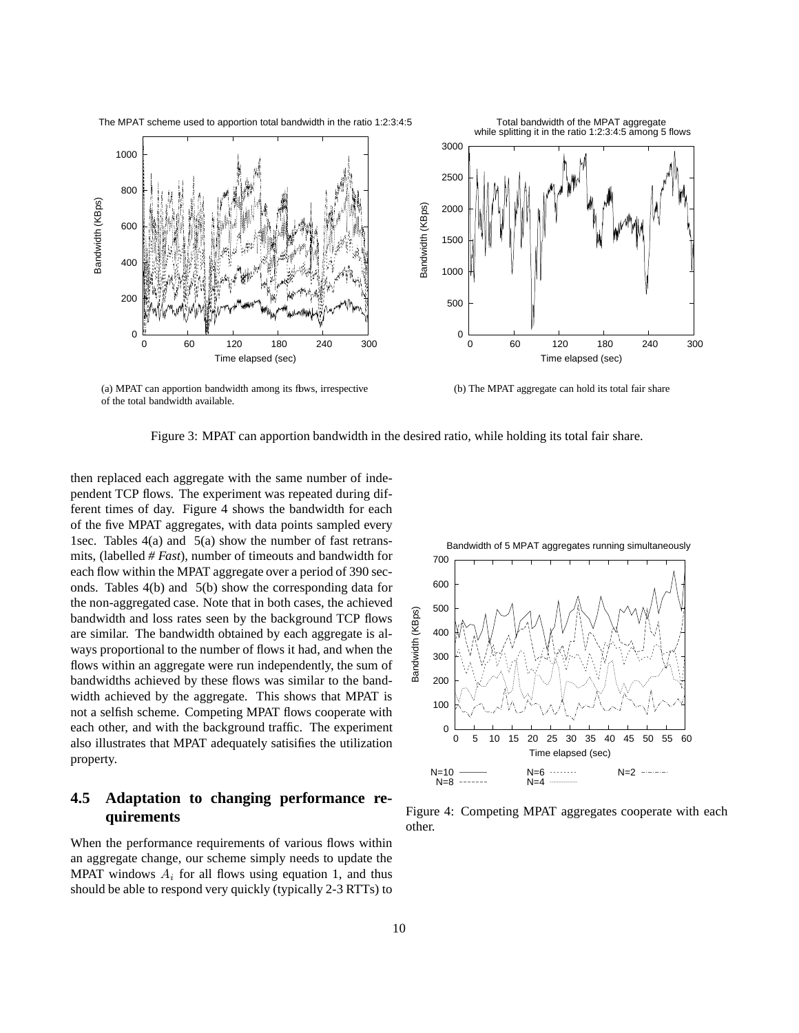(a) MPAT can apportion bandwidth among its flows, irrespective of the total bandwidth available.

(b) The MPAT aggregate can hold its total fair share

Figure 3: MPAT can apportion bandwidth in the desired ratio, while holding its total fair share.

then replaced each aggregate with the same number of independent TCP flows. The experiment was repeated during different times of day. Figure 4 shows the bandwidth for each of the five MPAT aggregates, with data points sampled every 1sec. Tables 4(a) and 5(a) show the number of fast retransmits, (labelled *# Fast*), number of timeouts and bandwidth for each flow within the MPAT aggregate over a period of 390 seconds. Tables 4(b) and 5(b) show the corresponding data for the non-aggregated case. Note that in both cases, the achieved bandwidth and loss rates seen by the background TCP flows are similar. The bandwidth obtained by each aggregate is always proportional to the number of flows it had, and when the flows within an aggregate were run independently, the sum of bandwidths achieved by these flows was similar to the bandwidth achieved by the aggregate. This shows that MPAT is not a selfish scheme. Competing MPAT flows cooperate with each other, and with the background traffic. The experiment also illustrates that MPAT adequately satisifies the utilization property.

Figure 4: Competing MPAT aggregates cooperate with each other.

## 4.5 Adaptation to changing performance requirements

When the performance requirements of various flows within an aggregate change, our scheme simply needs to update the MPAT windows $A_i$ for all flows using equation 1, and thus should be able to respond very quickly (typically 2-3 RTTs) to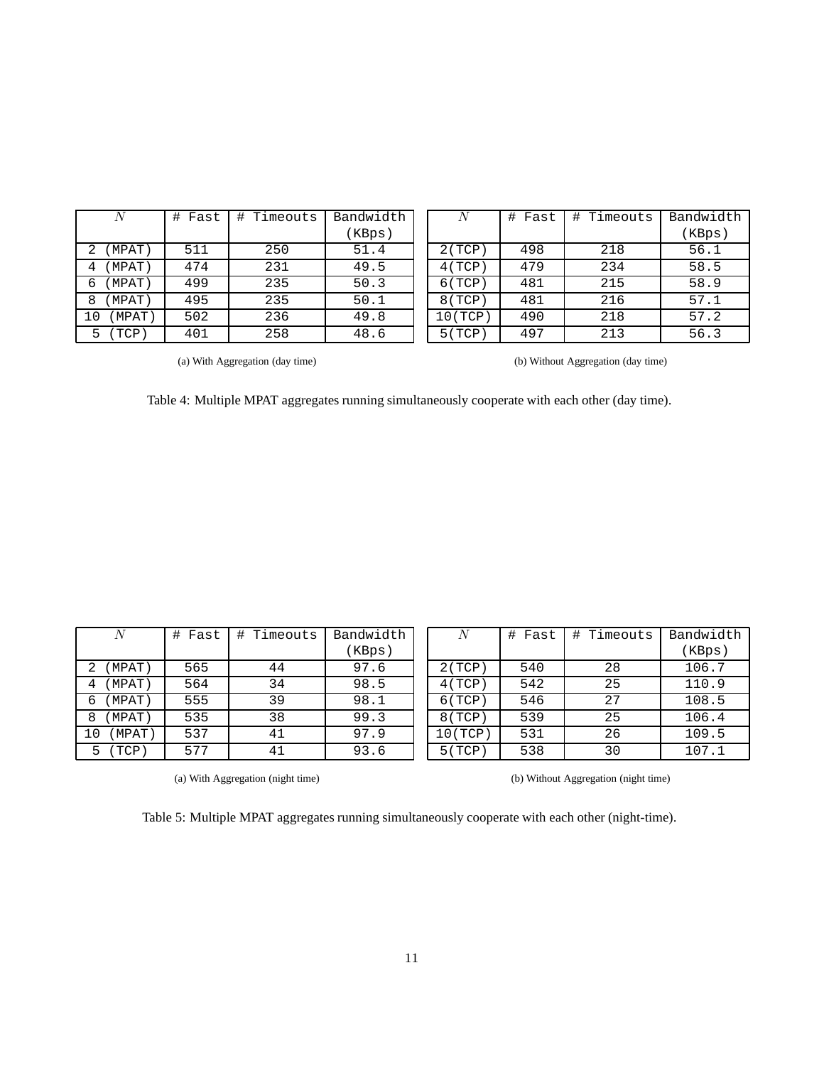| $N$ | # Fast | # Timeouts | Bandwidth (KBps) |
|---|---|---|---|
| 2 (MPAT) | 511 | 250 | 51.4 |
| 4 (MPAT) | 474 | 231 | 49.5 |
| 6 (MPAT) | 499 | 235 | 50.3 |
| 8 (MPAT) | 495 | 235 | 50.1 |
| 10 (MPAT) | 502 | 236 | 49.8 |
| 5 (TCP) | 401 | 258 | 48.6 |

(a) With Aggregation (day time)

| $N$ | # Fast | # Timeouts | Bandwidth (KBps) |
|---|---|---|---|
| 2(TCP) | 498 | 218 | 56.1 |
| 4(TCP) | 479 | 234 | 58.5 |
| 6(TCP) | 481 | 215 | 58.9 |
| 8(TCP) | 481 | 216 | 57.1 |
| 10(TCP) | 490 | 218 | 57.2 |
| 5(TCP) | 497 | 213 | 56.3 |

(b) Without Aggregation (day time)

Table 4: Multiple MPAT aggregates running simultaneously cooperate with each other (day time).

| $N$ | # Fast | # Timeouts | Bandwidth (KBps) |
|---|---|---|---|
| 2 (MPAT) | 565 | 44 | 97.6 |
| 4 (MPAT) | 564 | 34 | 98.5 |
| 6 (MPAT) | 555 | 39 | 98.1 |
| 8 (MPAT) | 535 | 38 | 99.3 |
| 10 (MPAT) | 537 | 41 | 97.9 |
| 5 (TCP) | 577 | 41 | 93.6 |

(a) With Aggregation (night time)

| $N$ | # Fast | # Timeouts | Bandwidth (KBps) |
|---|---|---|---|
| 2(TCP) | 540 | 28 | 106.7 |
| 4(TCP) | 542 | 25 | 110.9 |
| 6(TCP) | 546 | 27 | 108.5 |
| 8(TCP) | 539 | 25 | 106.4 |
| 10(TCP) | 531 | 26 | 109.5 |
| 5(TCP) | 538 | 30 | 107.1 |

(b) Without Aggregation (night time)

Table 5: Multiple MPAT aggregates running simultaneously cooperate with each other (night-time).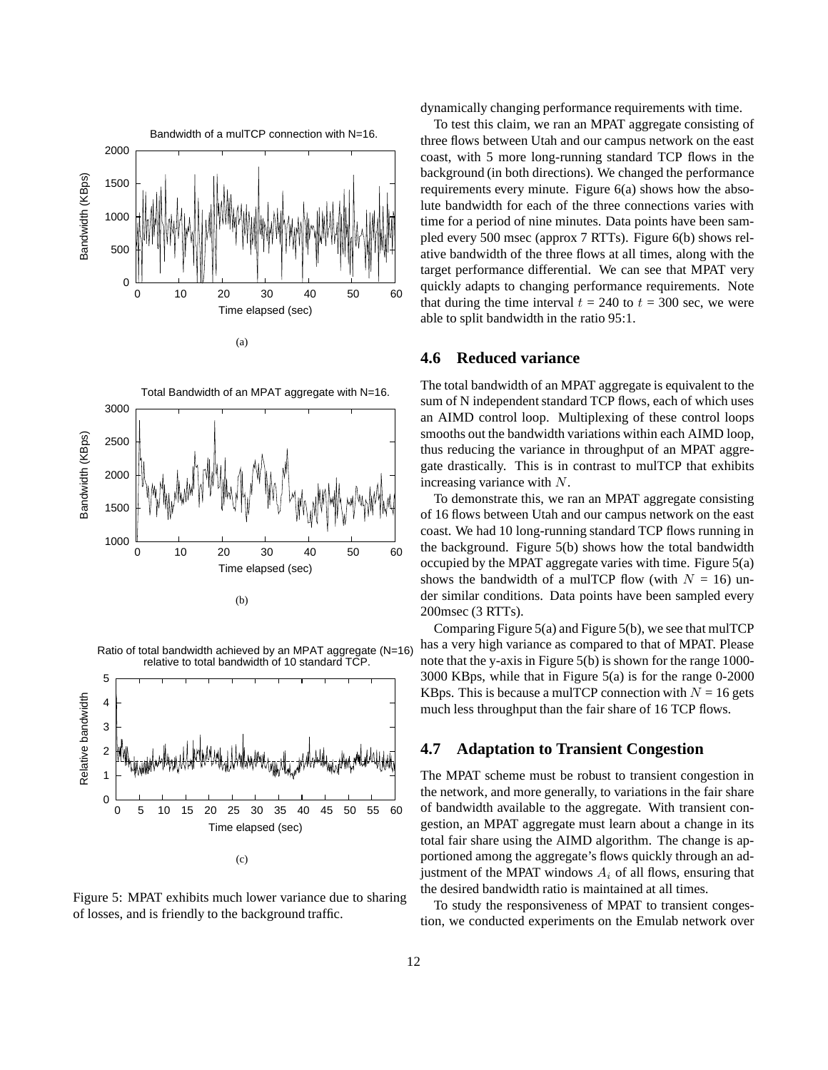dynamically changing performance requirements with time.

To test this claim, we ran an MPAT aggregate consisting of three flows between Utah and our campus network on the east coast, with 5 more long-running standard TCP flows in the background (in both directions). We changed the performance requirements every minute. Figure 6(a) shows how the absolute bandwidth for each of the three connections varies with time for a period of nine minutes. Data points have been sampled every 500 msec (approx 7 RTTs). Figure 6(b) shows relative bandwidth of the three flows at all times, along with the target performance differential. We can see that MPAT very quickly adapts to changing performance requirements. Note that during the time interval $t$ = 240 to $t$ = 300 sec, we were able to split bandwidth in the ratio 95:1.

## 4.6 Reduced variance

The total bandwidth of an MPAT aggregate is equivalent to the sum of N independent standard TCP flows, each of which uses an AIMD control loop. Multiplexing of these control loops smooths out the bandwidth variations within each AIMD loop, thus reducing the variance in throughput of an MPAT aggregate drastically. This is in contrast to mulTCP that exhibits increasing variance with $N$.

To demonstrate this, we ran an MPAT aggregate consisting of 16 flows between Utah and our campus network on the east coast. We had 10 long-running standard TCP flows running in the background. Figure 5(b) shows how the total bandwidth occupied by the MPAT aggregate varies with time. Figure 5(a) shows the bandwidth of a mulTCP flow (with $N$ = 16) under similar conditions. Data points have been sampled every 200msec (3 RTTs).

Comparing Figure 5(a) and Figure 5(b), we see that mulTCP has a very high variance as compared to that of MPAT. Please note that the y-axis in Figure 5(b) is shown for the range 1000-3000 KBps, while that in Figure 5(a) is for the range 0-2000 KBps. This is because a mulTCP connection with $N$ = 16 gets much less throughput than the fair share of 16 TCP flows.

Figure 5: MPAT exhibits much lower variance due to sharing of losses, and is friendly to the background traffic.

## 4.7 Adaptation to Transient Congestion

The MPAT scheme must be robust to transient congestion in the network, and more generally, to variations in the fair share of bandwidth available to the aggregate. With transient congestion, an MPAT aggregate must learn about a change in its total fair share using the AIMD algorithm. The change is apportioned among the aggregate's flows quickly through an adjustment of the MPAT windows $A_i$ of all flows, ensuring that the desired bandwidth ratio is maintained at all times.

To study the responsiveness of MPAT to transient congestion, we conducted experiments on the Emulab network over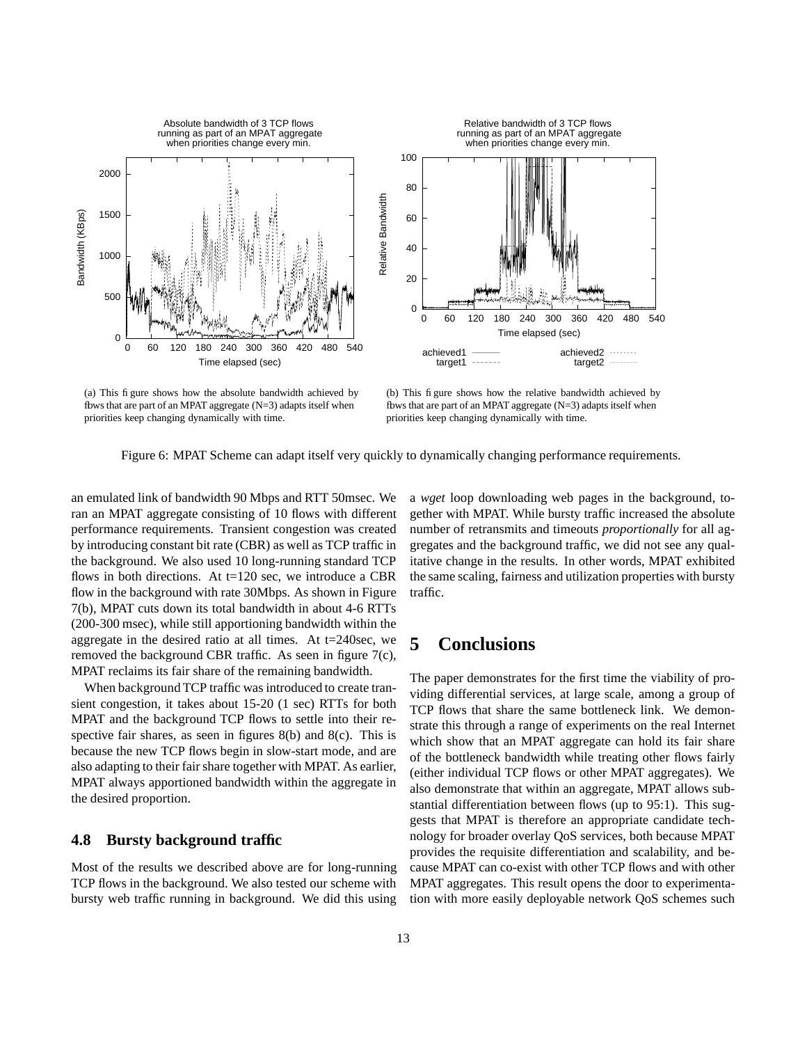(a) This figure shows how the absolute bandwidth achieved by flows that are part of an MPAT aggregate (N=3) adapts itself when priorities keep changing dynamically with time.

(b) This figure shows how the relative bandwidth achieved by flows that are part of an MPAT aggregate (N=3) adapts itself when priorities keep changing dynamically with time.

Figure 6: MPAT Scheme can adapt itself very quickly to dynamically changing performance requirements.

an emulated link of bandwidth 90 Mbps and RTT 50msec. We ran an MPAT aggregate consisting of 10 flows with different performance requirements. Transient congestion was created by introducing constant bit rate (CBR) as well as TCP traffic in the background. We also used 10 long-running standard TCP flows in both directions. At t=120 sec, we introduce a CBR flow in the background with rate 30Mbps. As shown in Figure 7(b), MPAT cuts down its total bandwidth in about 4-6 RTTs (200-300 msec), while still apportioning bandwidth within the aggregate in the desired ratio at all times. At t=240sec, we removed the background CBR traffic. As seen in figure 7(c), MPAT reclaims its fair share of the remaining bandwidth.

When background TCP traffic was introduced to create transient congestion, it takes about 15-20 (1 sec) RTTs for both MPAT and the background TCP flows to settle into their respective fair shares, as seen in figures 8(b) and 8(c). This is because the new TCP flows begin in slow-start mode, and are also adapting to their fair share together with MPAT. As earlier, MPAT always apportioned bandwidth within the aggregate in the desired proportion.

### 4.8 Bursty background traffic

Most of the results we described above are for long-running TCP flows in the background. We also tested our scheme with bursty web traffic running in background. We did this using a *wget* loop downloading web pages in the background, together with MPAT. While bursty traffic increased the absolute number of retransmits and timeouts *proportionally* for all aggregates and the background traffic, we did not see any qualitative change in the results. In other words, MPAT exhibited the same scaling, fairness and utilization properties with bursty traffic.

## 5 Conclusions

The paper demonstrates for the first time the viability of providing differential services, at large scale, among a group of TCP flows that share the same bottleneck link. We demonstrate this through a range of experiments on the real Internet which show that an MPAT aggregate can hold its fair share of the bottleneck bandwidth while treating other flows fairly (either individual TCP flows or other MPAT aggregates). We also demonstrate that within an aggregate, MPAT allows substantial differentiation between flows (up to 95:1). This suggests that MPAT is therefore an appropriate candidate technology for broader overlay QoS services, both because MPAT provides the requisite differentiation and scalability, and because MPAT can co-exist with other TCP flows and with other MPAT aggregates. This result opens the door to experimentation with more easily deployable network QoS schemes such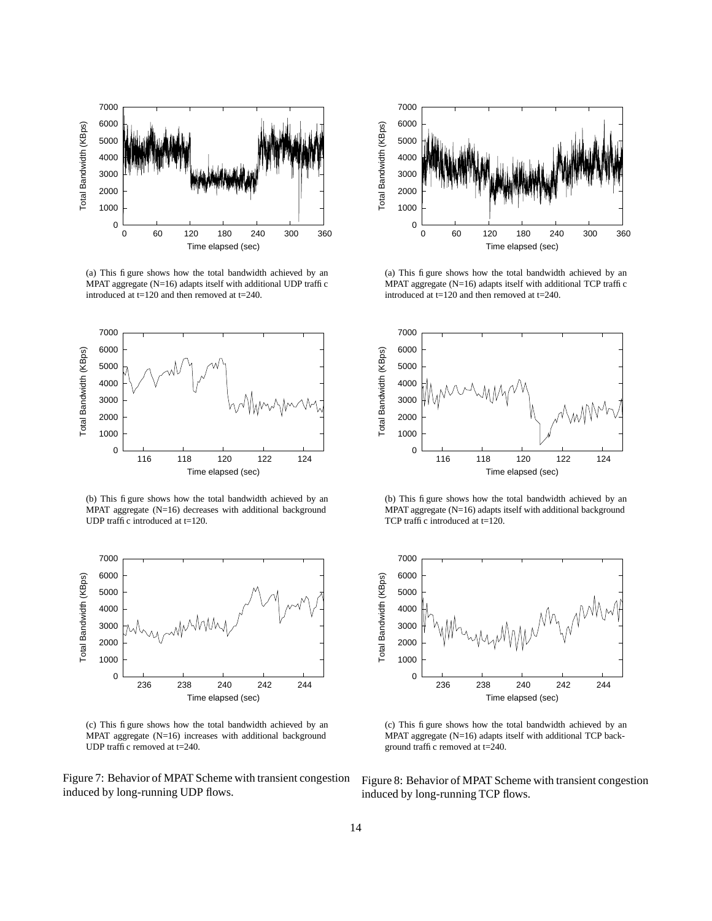(a) This figure shows how the total bandwidth achieved by an MPAT aggregate (N=16) adapts itself with additional UDP traffic introduced at t=120 and then removed at t=240.

(b) This figure shows how the total bandwidth achieved by an MPAT aggregate (N=16) decreases with additional background UDP traffic introduced at t=120.

(c) This figure shows how the total bandwidth achieved by an MPAT aggregate (N=16) increases with additional background UDP traffic removed at t=240.

Figure 7: Behavior of MPAT Scheme with transient congestion induced by long-running UDP flows.

(a) This figure shows how the total bandwidth achieved by an MPAT aggregate (N=16) adapts itself with additional TCP traffic introduced at t=120 and then removed at t=240.

(b) This figure shows how the total bandwidth achieved by an MPAT aggregate (N=16) adapts itself with additional background TCP traffic introduced at t=120.

(c) This figure shows how the total bandwidth achieved by an MPAT aggregate (N=16) adapts itself with additional TCP background traffic removed at t=240.

Figure 8: Behavior of MPAT Scheme with transient congestion induced by long-running TCP flows.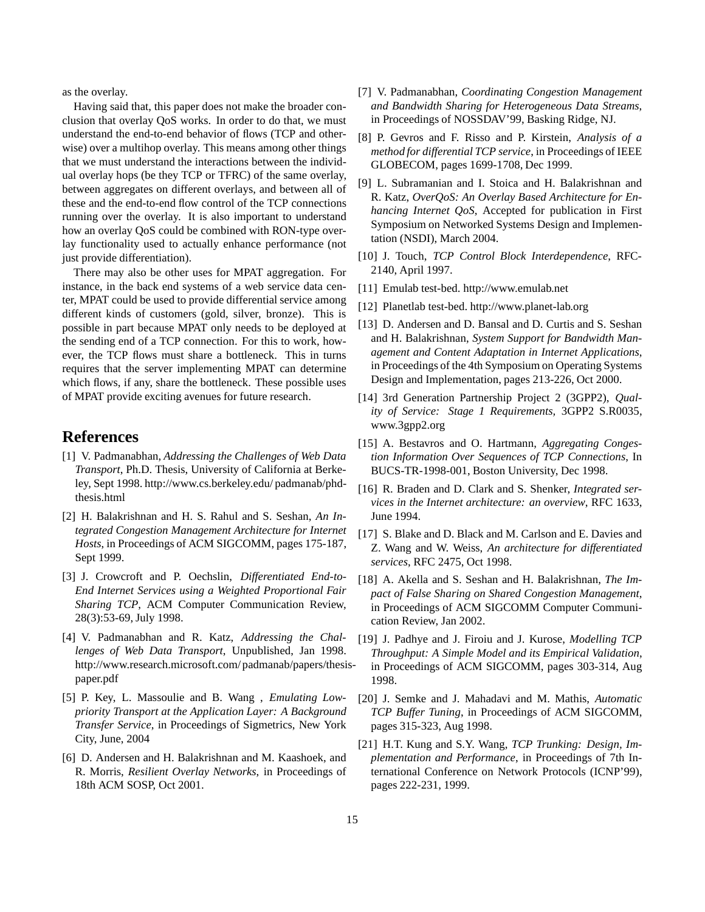as the overlay.

Having said that, this paper does not make the broader conclusion that overlay QoS works. In order to do that, we must understand the end-to-end behavior of flows (TCP and otherwise) over a multihop overlay. This means among other things that we must understand the interactions between the individual overlay hops (be they TCP or TFRC) of the same overlay, between aggregates on different overlays, and between all of these and the end-to-end flow control of the TCP connections running over the overlay. It is also important to understand how an overlay QoS could be combined with RON-type overlay functionality used to actually enhance performance (not just provide differentiation).

There may also be other uses for MPAT aggregation. For instance, in the back end systems of a web service data center, MPAT could be used to provide differential service among different kinds of customers (gold, silver, bronze). This is possible in part because MPAT only needs to be deployed at the sending end of a TCP connection. For this to work, however, the TCP flows must share a bottleneck. This in turns requires that the server implementing MPAT can determine which flows, if any, share the bottleneck. These possible uses of MPAT provide exciting avenues for future research.

## References

[1] V. Padmanabhan, *Addressing the Challenges of Web Data Transport*, Ph.D. Thesis, University of California at Berkeley, Sept 1998. http://www.cs.berkeley.edu/ padmanab/phd-thesis.html

[2] H. Balakrishnan and H. S. Rahul and S. Seshan, *An Integrated Congestion Management Architecture for Internet Hosts*, in Proceedings of ACM SIGCOMM, pages 175-187, Sept 1999.

[3] J. Crowcroft and P. Oechslin, *Differentiated End-to-End Internet Services using a Weighted Proportional Fair Sharing TCP*, ACM Computer Communication Review, 28(3):53-69, July 1998.

[4] V. Padmanabhan and R. Katz, *Addressing the Challenges of Web Data Transport*, Unpublished, Jan 1998. http://www.research.microsoft.com/ padmanab/papers/thesis-paper.pdf

[5] P. Key, L. Massoulie and B. Wang , *Emulating Low-priority Transport at the Application Layer: A Background Transfer Service*, in Proceedings of Sigmetrics, New York City, June, 2004

[6] D. Andersen and H. Balakrishnan and M. Kaashoek, and R. Morris, *Resilient Overlay Networks*, in Proceedings of 18th ACM SOSP, Oct 2001.

[7] V. Padmanabhan, *Coordinating Congestion Management and Bandwidth Sharing for Heterogeneous Data Streams*, in Proceedings of NOSSDAV'99, Basking Ridge, NJ.

[8] P. Gevros and F. Risso and P. Kirstein, *Analysis of a method for differential TCP service*, in Proceedings of IEEE GLOBECOM, pages 1699-1708, Dec 1999.

[9] L. Subramanian and I. Stoica and H. Balakrishnan and R. Katz, *OverQoS: An Overlay Based Architecture for Enhancing Internet QoS*, Accepted for publication in First Symposium on Networked Systems Design and Implementation (NSDI), March 2004.

[10] J. Touch, *TCP Control Block Interdependence*, RFC-2140, April 1997.

[11] Emulab test-bed. http://www.emulab.net

[12] Planetlab test-bed. http://www.planet-lab.org

[13] D. Andersen and D. Bansal and D. Curtis and S. Seshan and H. Balakrishnan, *System Support for Bandwidth Management and Content Adaptation in Internet Applications*, in Proceedings of the 4th Symposium on Operating Systems Design and Implementation, pages 213-226, Oct 2000.

[14] 3rd Generation Partnership Project 2 (3GPP2), *Quality of Service: Stage 1 Requirements*, 3GPP2 S.R0035, www.3gpp2.org

[15] A. Bestavros and O. Hartmann, *Aggregating Congestion Information Over Sequences of TCP Connections*, In BUCS-TR-1998-001, Boston University, Dec 1998.

[16] R. Braden and D. Clark and S. Shenker, *Integrated services in the Internet architecture: an overview*, RFC 1633, June 1994.

[17] S. Blake and D. Black and M. Carlson and E. Davies and Z. Wang and W. Weiss, *An architecture for differentiated services*, RFC 2475, Oct 1998.

[18] A. Akella and S. Seshan and H. Balakrishnan, *The Impact of False Sharing on Shared Congestion Management*, in Proceedings of ACM SIGCOMM Computer Communication Review, Jan 2002.

[19] J. Padhye and J. Firoiu and J. Kurose, *Modelling TCP Throughput: A Simple Model and its Empirical Validation*, in Proceedings of ACM SIGCOMM, pages 303-314, Aug 1998.

[20] J. Semke and J. Mahadavi and M. Mathis, *Automatic TCP Buffer Tuning*, in Proceedings of ACM SIGCOMM, pages 315-323, Aug 1998.

[21] H.T. Kung and S.Y. Wang, *TCP Trunking: Design, Implementation and Performance*, in Proceedings of 7th International Conference on Network Protocols (ICNP'99), pages 222-231, 1999.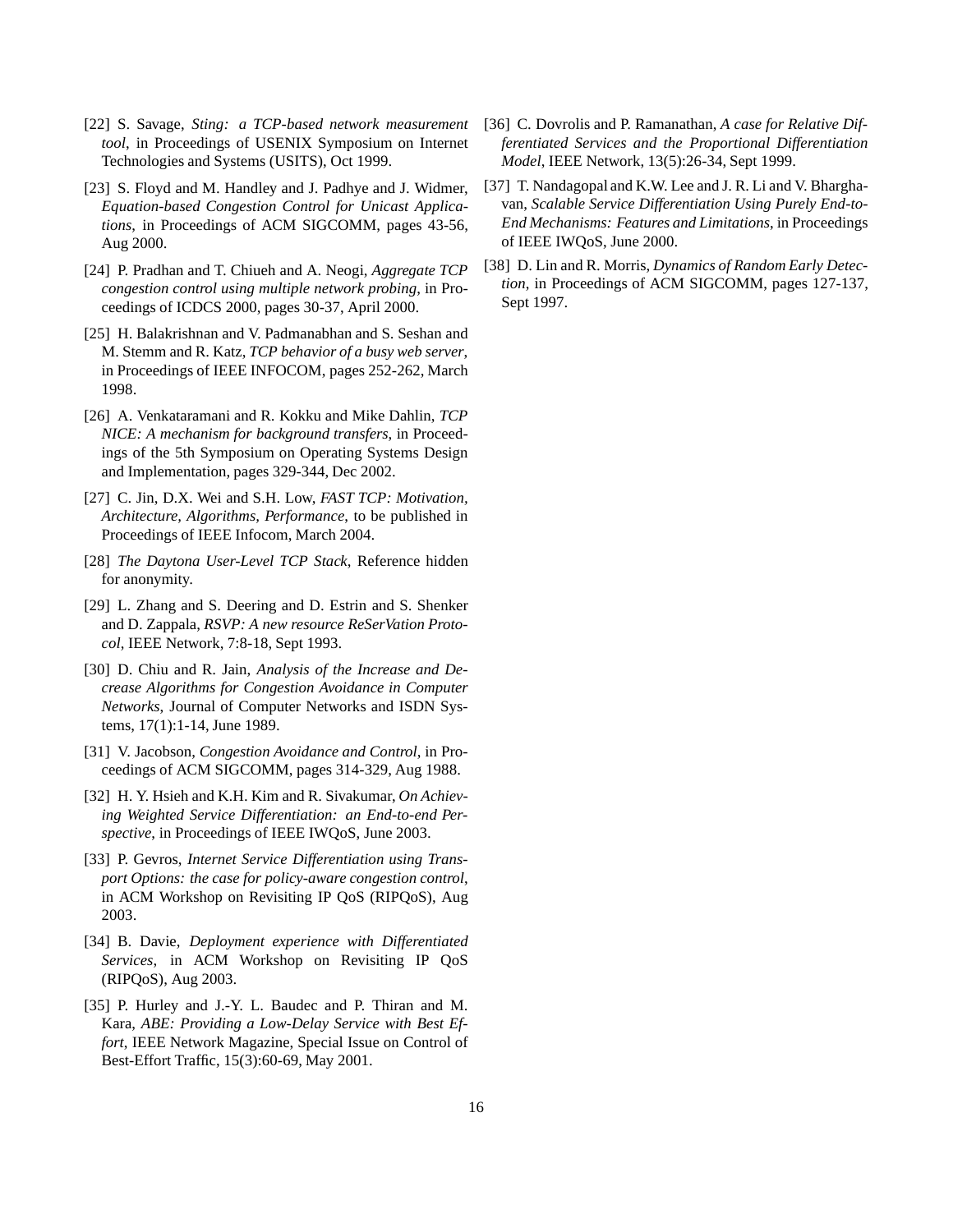[22] S. Savage, *Sting: a TCP-based network measurement tool*, in Proceedings of USENIX Symposium on Internet Technologies and Systems (USITS), Oct 1999.

[23] S. Floyd and M. Handley and J. Padhye and J. Widmer, *Equation-based Congestion Control for Unicast Applications*, in Proceedings of ACM SIGCOMM, pages 43-56, Aug 2000.

[24] P. Pradhan and T. Chiueh and A. Neogi, *Aggregate TCP congestion control using multiple network probing*, in Proceedings of ICDCS 2000, pages 30-37, April 2000.

[25] H. Balakrishnan and V. Padmanabhan and S. Seshan and M. Stemm and R. Katz, *TCP behavior of a busy web server*, in Proceedings of IEEE INFOCOM, pages 252-262, March 1998.

[26] A. Venkataramani and R. Kokku and Mike Dahlin, *TCP NICE: A mechanism for background transfers*, in Proceedings of the 5th Symposium on Operating Systems Design and Implementation, pages 329-344, Dec 2002.

[27] C. Jin, D.X. Wei and S.H. Low, *FAST TCP: Motivation, Architecture, Algorithms, Performance*, to be published in Proceedings of IEEE Infocom, March 2004.

[28] *The Daytona User-Level TCP Stack*, Reference hidden for anonymity.

[29] L. Zhang and S. Deering and D. Estrin and S. Shenker and D. Zappala, *RSVP: A new resource ReSerVation Protocol*, IEEE Network, 7:8-18, Sept 1993.

[30] D. Chiu and R. Jain, *Analysis of the Increase and Decrease Algorithms for Congestion Avoidance in Computer Networks*, Journal of Computer Networks and ISDN Systems, 17(1):1-14, June 1989.

[31] V. Jacobson, *Congestion Avoidance and Control*, in Proceedings of ACM SIGCOMM, pages 314-329, Aug 1988.

[32] H. Y. Hsieh and K.H. Kim and R. Sivakumar, *On Achieving Weighted Service Differentiation: an End-to-end Perspective*, in Proceedings of IEEE IWQoS, June 2003.

[33] P. Gevros, *Internet Service Differentiation using Transport Options: the case for policy-aware congestion control*, in ACM Workshop on Revisiting IP QoS (RIPQoS), Aug 2003.

[34] B. Davie, *Deployment experience with Differentiated Services*, in ACM Workshop on Revisiting IP QoS (RIPQoS), Aug 2003.

[35] P. Hurley and J.-Y. L. Baudec and P. Thiran and M. Kara, *ABE: Providing a Low-Delay Service with Best Effort*, IEEE Network Magazine, Special Issue on Control of Best-Effort Traffic, 15(3):60-69, May 2001.

[36] C. Dovrolis and P. Ramanathan, *A case for Relative Differentiated Services and the Proportional Differentiation Model*, IEEE Network, 13(5):26-34, Sept 1999.

[37] T. Nandagopal and K.W. Lee and J. R. Li and V. Bharghavan, *Scalable Service Differentiation Using Purely End-to-End Mechanisms: Features and Limitations*, in Proceedings of IEEE IWQoS, June 2000.

[38] D. Lin and R. Morris, *Dynamics of Random Early Detection*, in Proceedings of ACM SIGCOMM, pages 127-137, Sept 1997.